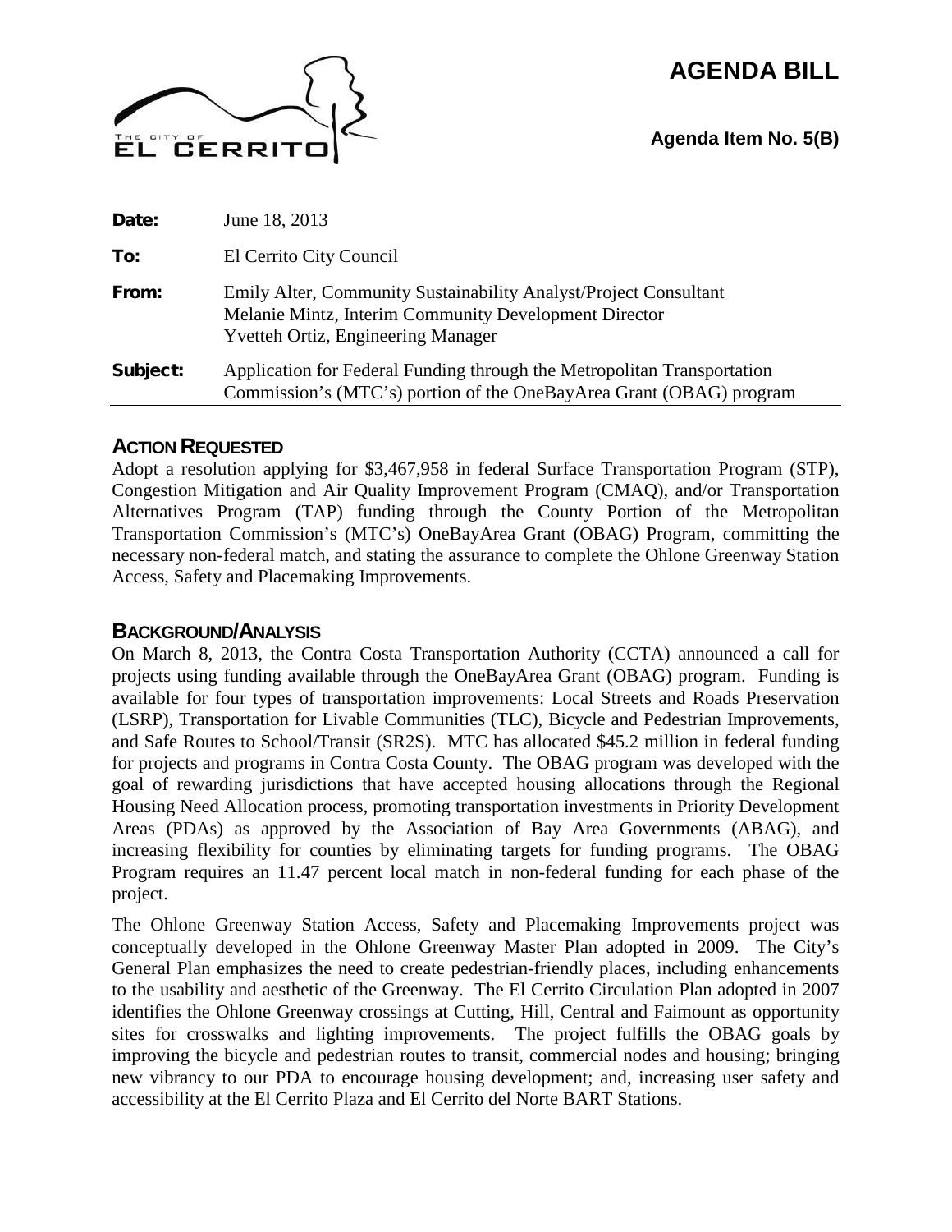# AGENDA BILL

**Agenda Item No. 5(B)**

**Date:** June 18, 2013

**To:** El Cerrito City Council

**From:** Emily Alter, Community Sustainability Analyst/Project Consultant
Melanie Mintz, Interim Community Development Director
Yvetteh Ortiz, Engineering Manager

**Subject:** Application for Federal Funding through the Metropolitan Transportation Commission's (MTC's) portion of the OneBayArea Grant (OBAG) program

## ACTION REQUESTED

Adopt a resolution applying for $3,467,958 in federal Surface Transportation Program (STP), Congestion Mitigation and Air Quality Improvement Program (CMAQ), and/or Transportation Alternatives Program (TAP) funding through the County Portion of the Metropolitan Transportation Commission's (MTC's) OneBayArea Grant (OBAG) Program, committing the necessary non-federal match, and stating the assurance to complete the Ohlone Greenway Station Access, Safety and Placemaking Improvements.

## BACKGROUND/ANALYSIS

On March 8, 2013, the Contra Costa Transportation Authority (CCTA) announced a call for projects using funding available through the OneBayArea Grant (OBAG) program. Funding is available for four types of transportation improvements: Local Streets and Roads Preservation (LSRP), Transportation for Livable Communities (TLC), Bicycle and Pedestrian Improvements, and Safe Routes to School/Transit (SR2S). MTC has allocated $45.2 million in federal funding for projects and programs in Contra Costa County. The OBAG program was developed with the goal of rewarding jurisdictions that have accepted housing allocations through the Regional Housing Need Allocation process, promoting transportation investments in Priority Development Areas (PDAs) as approved by the Association of Bay Area Governments (ABAG), and increasing flexibility for counties by eliminating targets for funding programs. The OBAG Program requires an 11.47 percent local match in non-federal funding for each phase of the project.

The Ohlone Greenway Station Access, Safety and Placemaking Improvements project was conceptually developed in the Ohlone Greenway Master Plan adopted in 2009. The City's General Plan emphasizes the need to create pedestrian-friendly places, including enhancements to the usability and aesthetic of the Greenway. The El Cerrito Circulation Plan adopted in 2007 identifies the Ohlone Greenway crossings at Cutting, Hill, Central and Faimount as opportunity sites for crosswalks and lighting improvements. The project fulfills the OBAG goals by improving the bicycle and pedestrian routes to transit, commercial nodes and housing; bringing new vibrancy to our PDA to encourage housing development; and, increasing user safety and accessibility at the El Cerrito Plaza and El Cerrito del Norte BART Stations.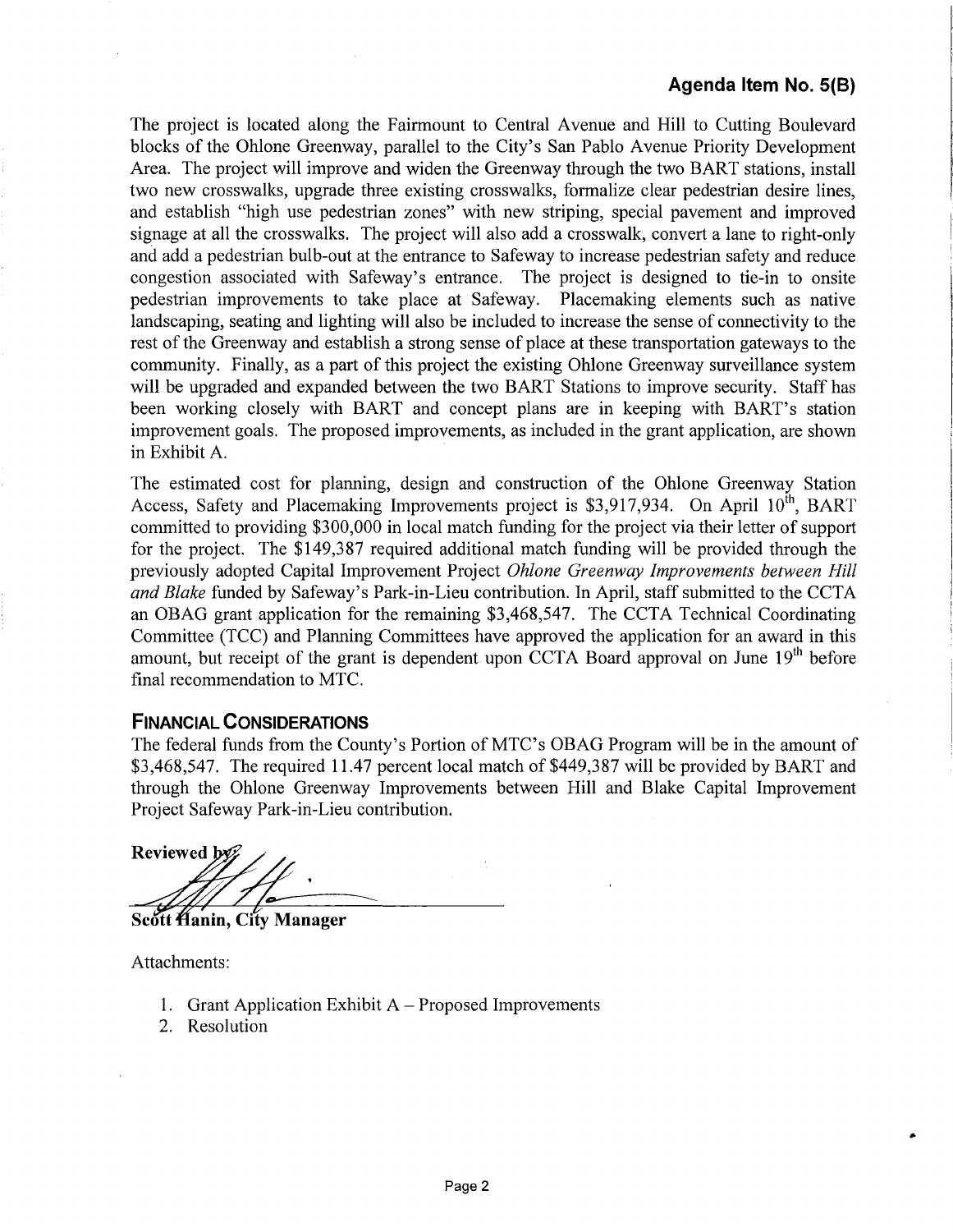**Agenda Item No. 5(B)**

The project is located along the Fairmount to Central Avenue and Hill to Cutting Boulevard blocks of the Ohlone Greenway, parallel to the City's San Pablo Avenue Priority Development Area. The project will improve and widen the Greenway through the two BART stations, install two new crosswalks, upgrade three existing crosswalks, formalize clear pedestrian desire lines, and establish "high use pedestrian zones" with new striping, special pavement and improved signage at all the crosswalks. The project will also add a crosswalk, convert a lane to right-only and add a pedestrian bulb-out at the entrance to Safeway to increase pedestrian safety and reduce congestion associated with Safeway's entrance. The project is designed to tie-in to onsite pedestrian improvements to take place at Safeway. Placemaking elements such as native landscaping, seating and lighting will also be included to increase the sense of connectivity to the rest of the Greenway and establish a strong sense of place at these transportation gateways to the community. Finally, as a part of this project the existing Ohlone Greenway surveillance system will be upgraded and expanded between the two BART Stations to improve security. Staff has been working closely with BART and concept plans are in keeping with BART's station improvement goals. The proposed improvements, as included in the grant application, are shown in Exhibit A.

The estimated cost for planning, design and construction of the Ohlone Greenway Station Access, Safety and Placemaking Improvements project is $3,917,934. On April 10th, BART committed to providing $300,000 in local match funding for the project via their letter of support for the project. The $149,387 required additional match funding will be provided through the previously adopted Capital Improvement Project *Ohlone Greenway Improvements between Hill and Blake* funded by Safeway's Park-in-Lieu contribution. In April, staff submitted to the CCTA an OBAG grant application for the remaining $3,468,547. The CCTA Technical Coordinating Committee (TCC) and Planning Committees have approved the application for an award in this amount, but receipt of the grant is dependent upon CCTA Board approval on June 19th before final recommendation to MTC.

## FINANCIAL CONSIDERATIONS

The federal funds from the County's Portion of MTC's OBAG Program will be in the amount of $3,468,547. The required 11.47 percent local match of $449,387 will be provided by BART and through the Ohlone Greenway Improvements between Hill and Blake Capital Improvement Project Safeway Park-in-Lieu contribution.

**Reviewed by:**

**Scott Hanin, City Manager**

Attachments:

1. Grant Application Exhibit A – Proposed Improvements
2. Resolution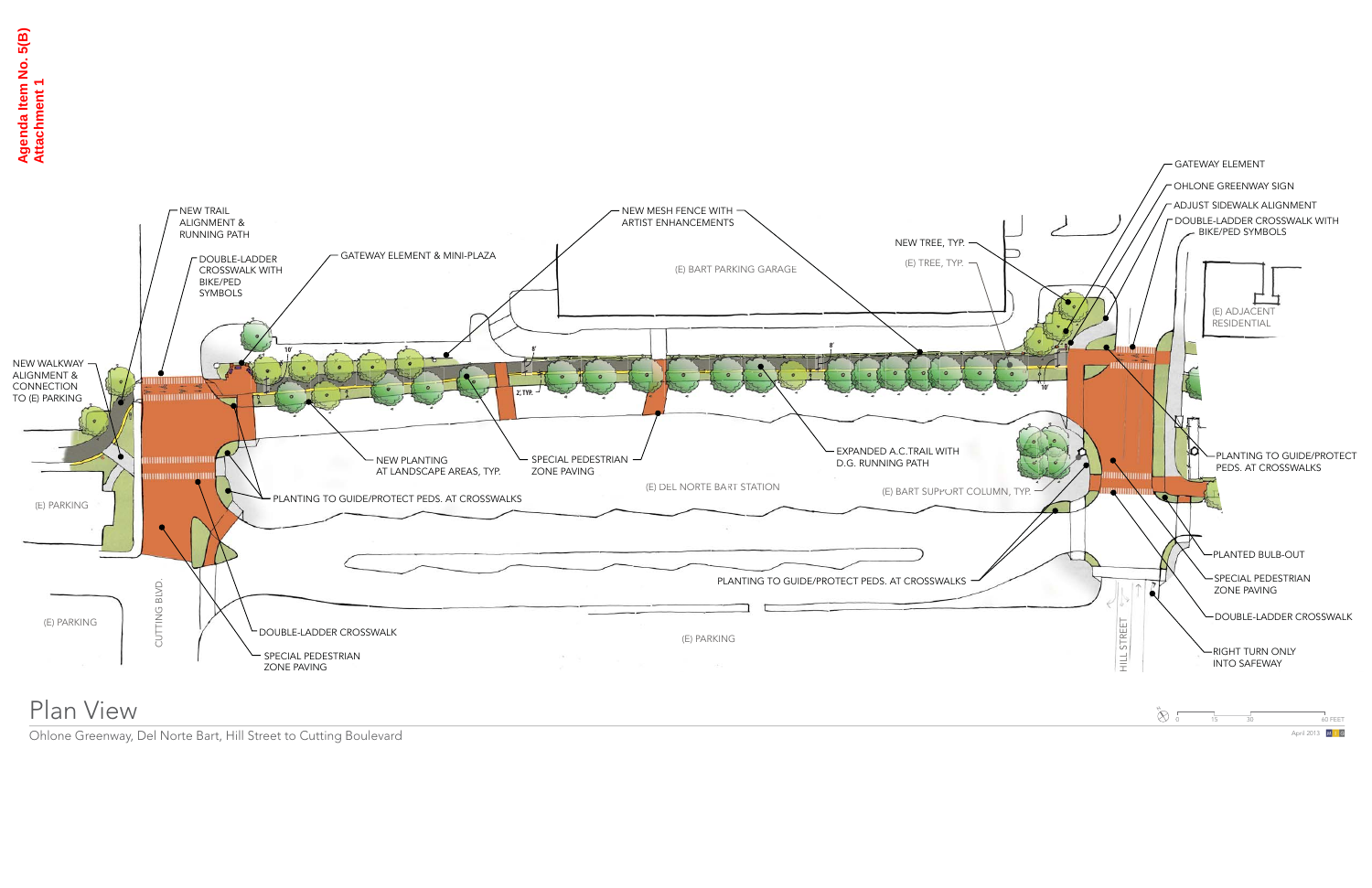**Agenda Item No. 5(B)**
**Attachment 1**

NEW TRAIL ALIGNMENT & RUNNING PATH

DOUBLE-LADDER CROSSWALK WITH BIKE/PED SYMBOLS

GATEWAY ELEMENT & MINI-PLAZA

NEW MESH FENCE WITH ARTIST ENHANCEMENTS

(E) BART PARKING GARAGE

NEW TREE, TYP.

(E) TREE, TYP.

GATEWAY ELEMENT

OHLONE GREENWAY SIGN

ADJUST SIDEWALK ALIGNMENT

DOUBLE-LADDER CROSSWALK WITH BIKE/PED SYMBOLS

(E) ADJACENT RESIDENTIAL

NEW WALKWAY ALIGNMENT & CONNECTION TO (E) PARKING

(E) PARKING

NEW PLANTING AT LANDSCAPE AREAS, TYP.

SPECIAL PEDESTRIAN ZONE PAVING

EXPANDED A.C.TRAIL WITH D.G. RUNNING PATH

PLANTING TO GUIDE/PROTECT PEDS. AT CROSSWALKS

(E) DEL NORTE BART STATION

(E) BART SUPPORT COLUMN, TYP.

PLANTING TO GUIDE/PROTECT PEDS. AT CROSSWALKS

PLANTING TO GUIDE/PROTECT PEDS. AT CROSSWALKS

PLANTED BULB-OUT

SPECIAL PEDESTRIAN ZONE PAVING

DOUBLE-LADDER CROSSWALK

RIGHT TURN ONLY INTO SAFEWAY

(E) PARKING

CUTTING BLVD.

DOUBLE-LADDER CROSSWALK

SPECIAL PEDESTRIAN ZONE PAVING

(E) PARKING

HILL STREET

10'

8'

2', TYP.

8'

10'

0 15 30 60 FEET

# Plan View

Ohlone Greenway, Del Norte Bart, Hill Street to Cutting Boulevard

April 2013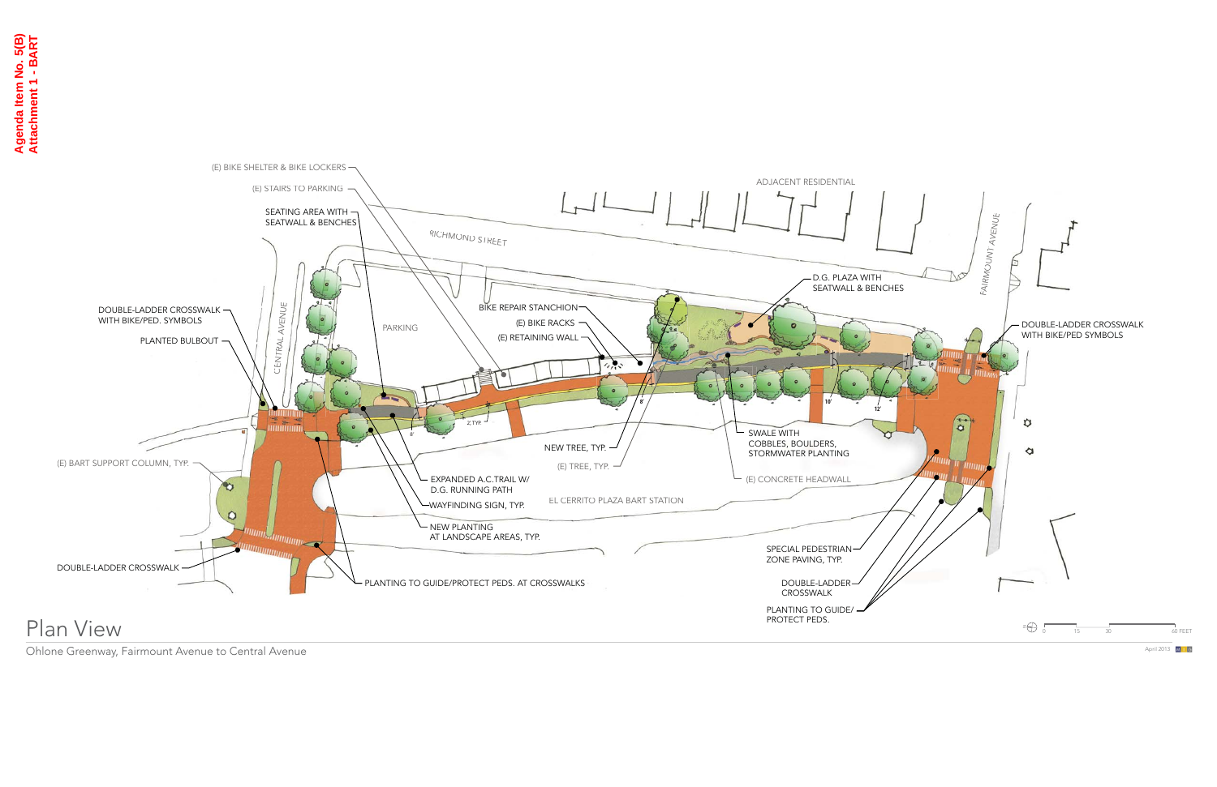Agenda Item No. 5(B)
Attachment 1 - BART

(E) BIKE SHELTER & BIKE LOCKERS

(E) STAIRS TO PARKING

SEATING AREA WITH SEATWALL & BENCHES

ADJACENT RESIDENTIAL

RICHMOND STREET

FAIRMOUNT AVENUE

CENTRAL AVENUE

PARKING

DOUBLE-LADDER CROSSWALK WITH BIKE/PED. SYMBOLS

PLANTED BULBOUT

BIKE REPAIR STANCHION

(E) BIKE RACKS

(E) RETAINING WALL

D.G. PLAZA WITH SEATWALL & BENCHES

DOUBLE-LADDER CROSSWALK WITH BIKE/PED SYMBOLS

NEW TREE, TYP.

(E) TREE, TYP.

SWALE WITH COBBLES, BOULDERS, STORMWATER PLANTING

(E) BART SUPPORT COLUMN, TYP.

EXPANDED A.C.TRAIL W/ D.G. RUNNING PATH

WAYFINDING SIGN, TYP.

EL CERRITO PLAZA BART STATION

(E) CONCRETE HEADWALL

NEW PLANTING AT LANDSCAPE AREAS, TYP.

SPECIAL PEDESTRIAN ZONE PAVING, TYP.

DOUBLE-LADDER CROSSWALK

DOUBLE-LADDER CROSSWALK

PLANTING TO GUIDE/PROTECT PEDS. AT CROSSWALKS

PLANTING TO GUIDE/ PROTECT PEDS.

8' 2' TYP. 8' 10' 12'

0 15 30 60 FEET

# Plan View

Ohlone Greenway, Fairmount Avenue to Central Avenue

April 2013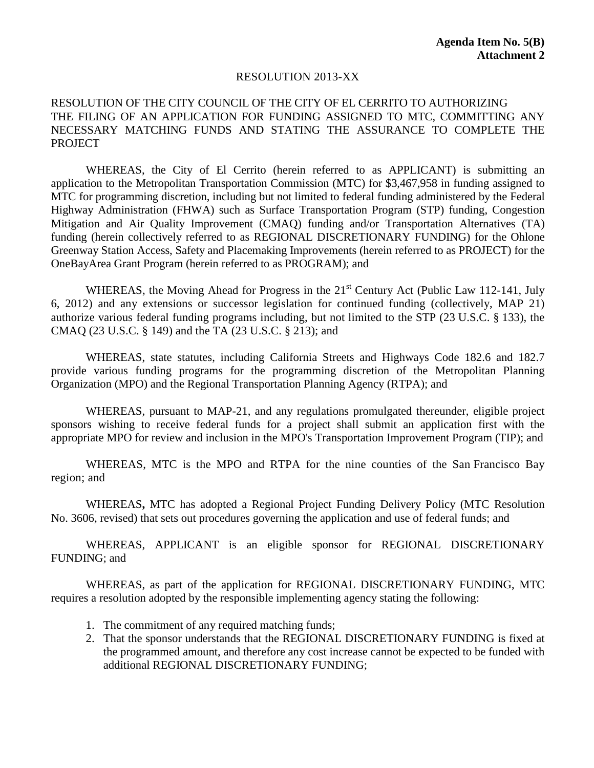**Agenda Item No. 5(B)**
**Attachment 2**

RESOLUTION 2013-XX

RESOLUTION OF THE CITY COUNCIL OF THE CITY OF EL CERRITO TO AUTHORIZING THE FILING OF AN APPLICATION FOR FUNDING ASSIGNED TO MTC, COMMITTING ANY NECESSARY MATCHING FUNDS AND STATING THE ASSURANCE TO COMPLETE THE PROJECT

WHEREAS, the City of El Cerrito (herein referred to as APPLICANT) is submitting an application to the Metropolitan Transportation Commission (MTC) for $3,467,958 in funding assigned to MTC for programming discretion, including but not limited to federal funding administered by the Federal Highway Administration (FHWA) such as Surface Transportation Program (STP) funding, Congestion Mitigation and Air Quality Improvement (CMAQ) funding and/or Transportation Alternatives (TA) funding (herein collectively referred to as REGIONAL DISCRETIONARY FUNDING) for the Ohlone Greenway Station Access, Safety and Placemaking Improvements (herein referred to as PROJECT) for the OneBayArea Grant Program (herein referred to as PROGRAM); and

WHEREAS, the Moving Ahead for Progress in the 21st Century Act (Public Law 112-141, July 6, 2012) and any extensions or successor legislation for continued funding (collectively, MAP 21) authorize various federal funding programs including, but not limited to the STP (23 U.S.C. § 133), the CMAQ (23 U.S.C. § 149) and the TA (23 U.S.C. § 213); and

WHEREAS, state statutes, including California Streets and Highways Code 182.6 and 182.7 provide various funding programs for the programming discretion of the Metropolitan Planning Organization (MPO) and the Regional Transportation Planning Agency (RTPA); and

WHEREAS, pursuant to MAP-21, and any regulations promulgated thereunder, eligible project sponsors wishing to receive federal funds for a project shall submit an application first with the appropriate MPO for review and inclusion in the MPO's Transportation Improvement Program (TIP); and

WHEREAS, MTC is the MPO and RTPA for the nine counties of the San Francisco Bay region; and

WHEREAS**,** MTC has adopted a Regional Project Funding Delivery Policy (MTC Resolution No. 3606, revised) that sets out procedures governing the application and use of federal funds; and

WHEREAS, APPLICANT is an eligible sponsor for REGIONAL DISCRETIONARY FUNDING; and

WHEREAS, as part of the application for REGIONAL DISCRETIONARY FUNDING, MTC requires a resolution adopted by the responsible implementing agency stating the following:

1. The commitment of any required matching funds;
2. That the sponsor understands that the REGIONAL DISCRETIONARY FUNDING is fixed at the programmed amount, and therefore any cost increase cannot be expected to be funded with additional REGIONAL DISCRETIONARY FUNDING;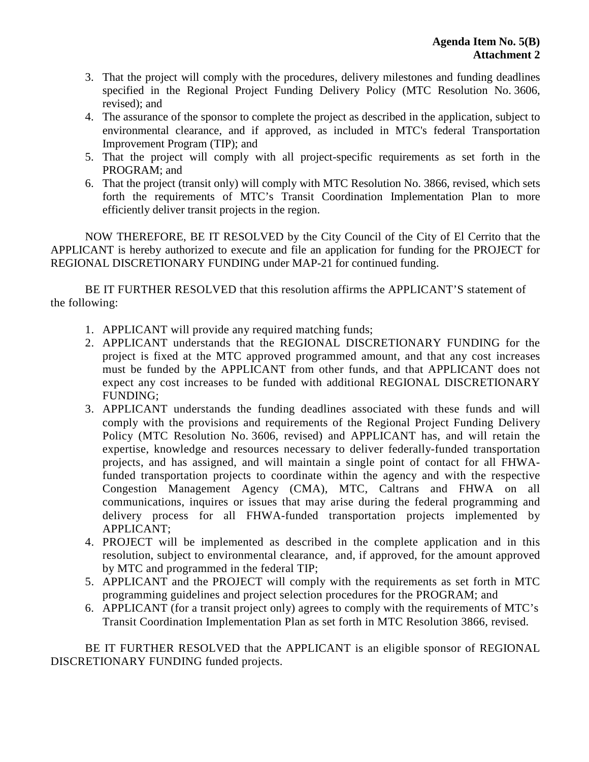**Agenda Item No. 5(B)**
**Attachment 2**

3. That the project will comply with the procedures, delivery milestones and funding deadlines specified in the Regional Project Funding Delivery Policy (MTC Resolution No. 3606, revised); and
4. The assurance of the sponsor to complete the project as described in the application, subject to environmental clearance, and if approved, as included in MTC's federal Transportation Improvement Program (TIP); and
5. That the project will comply with all project-specific requirements as set forth in the PROGRAM; and
6. That the project (transit only) will comply with MTC Resolution No. 3866, revised, which sets forth the requirements of MTC's Transit Coordination Implementation Plan to more efficiently deliver transit projects in the region.

NOW THEREFORE, BE IT RESOLVED by the City Council of the City of El Cerrito that the APPLICANT is hereby authorized to execute and file an application for funding for the PROJECT for REGIONAL DISCRETIONARY FUNDING under MAP-21 for continued funding.

BE IT FURTHER RESOLVED that this resolution affirms the APPLICANT'S statement of the following:

1. APPLICANT will provide any required matching funds;
2. APPLICANT understands that the REGIONAL DISCRETIONARY FUNDING for the project is fixed at the MTC approved programmed amount, and that any cost increases must be funded by the APPLICANT from other funds, and that APPLICANT does not expect any cost increases to be funded with additional REGIONAL DISCRETIONARY FUNDING;
3. APPLICANT understands the funding deadlines associated with these funds and will comply with the provisions and requirements of the Regional Project Funding Delivery Policy (MTC Resolution No. 3606, revised) and APPLICANT has, and will retain the expertise, knowledge and resources necessary to deliver federally-funded transportation projects, and has assigned, and will maintain a single point of contact for all FHWA-funded transportation projects to coordinate within the agency and with the respective Congestion Management Agency (CMA), MTC, Caltrans and FHWA on all communications, inquires or issues that may arise during the federal programming and delivery process for all FHWA-funded transportation projects implemented by APPLICANT;
4. PROJECT will be implemented as described in the complete application and in this resolution, subject to environmental clearance, and, if approved, for the amount approved by MTC and programmed in the federal TIP;
5. APPLICANT and the PROJECT will comply with the requirements as set forth in MTC programming guidelines and project selection procedures for the PROGRAM; and
6. APPLICANT (for a transit project only) agrees to comply with the requirements of MTC's Transit Coordination Implementation Plan as set forth in MTC Resolution 3866, revised.

BE IT FURTHER RESOLVED that the APPLICANT is an eligible sponsor of REGIONAL DISCRETIONARY FUNDING funded projects.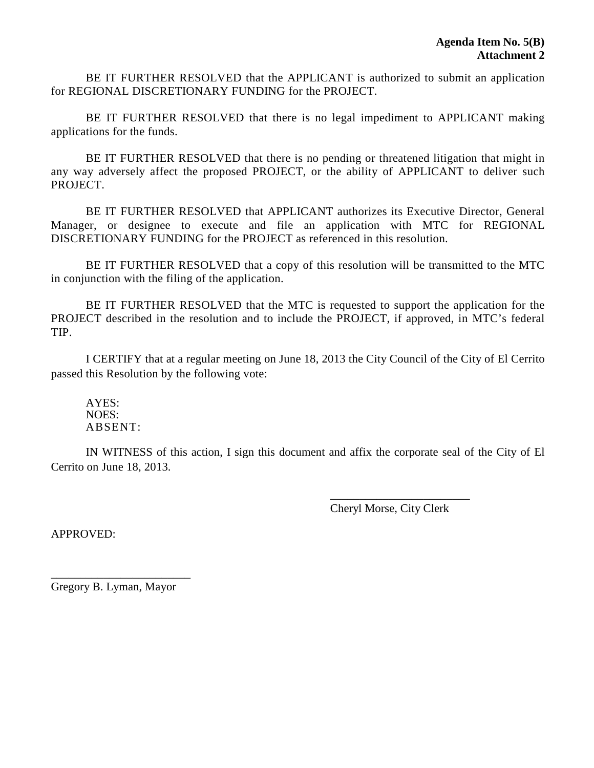**Agenda Item No. 5(B)**
**Attachment 2**

BE IT FURTHER RESOLVED that the APPLICANT is authorized to submit an application for REGIONAL DISCRETIONARY FUNDING for the PROJECT.

BE IT FURTHER RESOLVED that there is no legal impediment to APPLICANT making applications for the funds.

BE IT FURTHER RESOLVED that there is no pending or threatened litigation that might in any way adversely affect the proposed PROJECT, or the ability of APPLICANT to deliver such PROJECT.

BE IT FURTHER RESOLVED that APPLICANT authorizes its Executive Director, General Manager, or designee to execute and file an application with MTC for REGIONAL DISCRETIONARY FUNDING for the PROJECT as referenced in this resolution.

BE IT FURTHER RESOLVED that a copy of this resolution will be transmitted to the MTC in conjunction with the filing of the application.

BE IT FURTHER RESOLVED that the MTC is requested to support the application for the PROJECT described in the resolution and to include the PROJECT, if approved, in MTC's federal TIP.

I CERTIFY that at a regular meeting on June 18, 2013 the City Council of the City of El Cerrito passed this Resolution by the following vote:

AYES:
NOES:
ABSENT:

IN WITNESS of this action, I sign this document and affix the corporate seal of the City of El Cerrito on June 18, 2013.

________________________
Cheryl Morse, City Clerk

APPROVED:

________________________
Gregory B. Lyman, Mayor